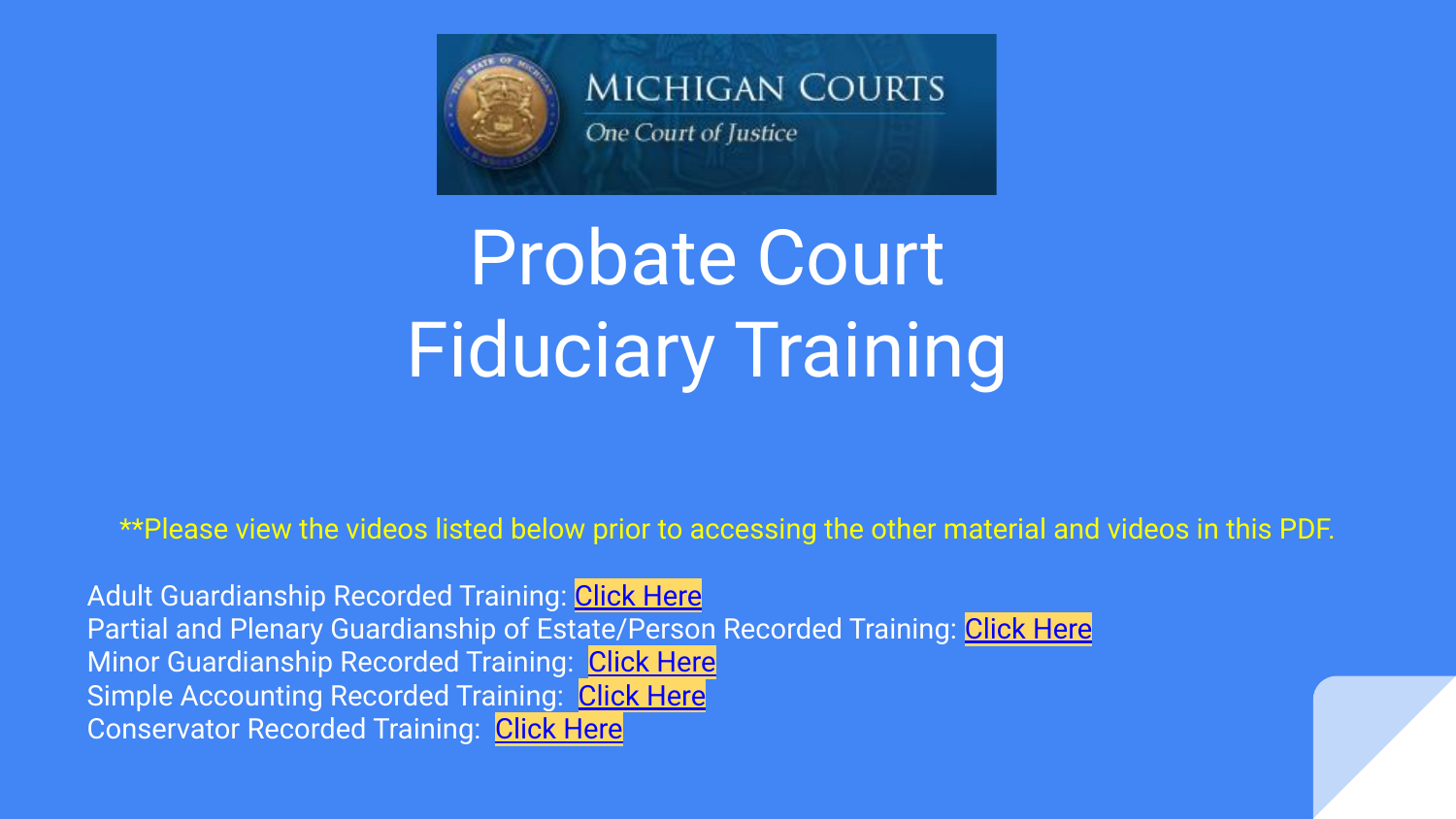MICHIGAN COURTS

*One Court of Justice*

# Probate Court Fiduciary Training

**Please view the videos listed below prior to accessing the other material and videos in this PDF.

Adult Guardianship Recorded Training: Click Here
Partial and Plenary Guardianship of Estate/Person Recorded Training: Click Here
Minor Guardianship Recorded Training: Click Here
Simple Accounting Recorded Training: Click Here
Conservator Recorded Training: Click Here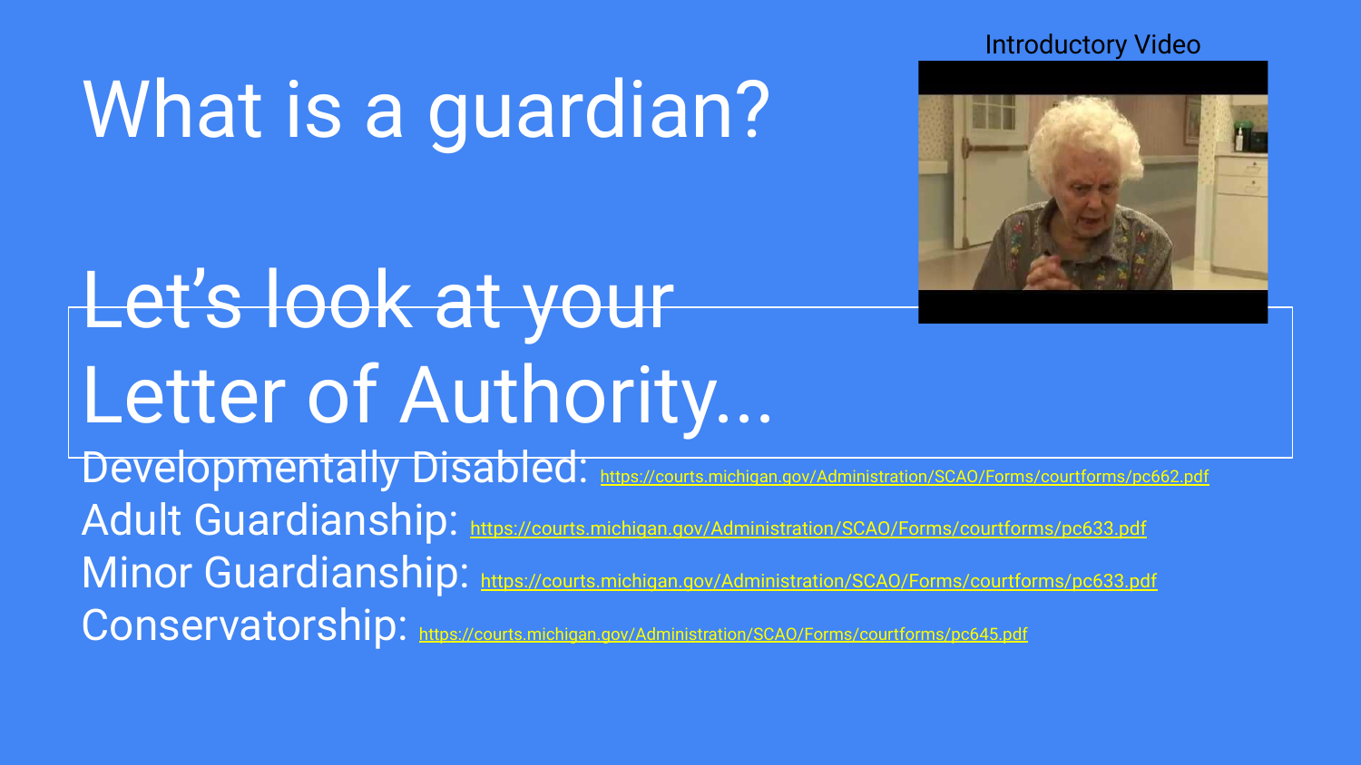# What is a guardian?

Introductory Video

# Let's look at your Letter of Authority...

Developmentally Disabled: https://courts.michigan.gov/Administration/SCAO/Forms/courtforms/pc662.pdf

Adult Guardianship: https://courts.michigan.gov/Administration/SCAO/Forms/courtforms/pc633.pdf

Minor Guardianship: https://courts.michigan.gov/Administration/SCAO/Forms/courtforms/pc633.pdf

Conservatorship: https://courts.michigan.gov/Administration/SCAO/Forms/courtforms/pc645.pdf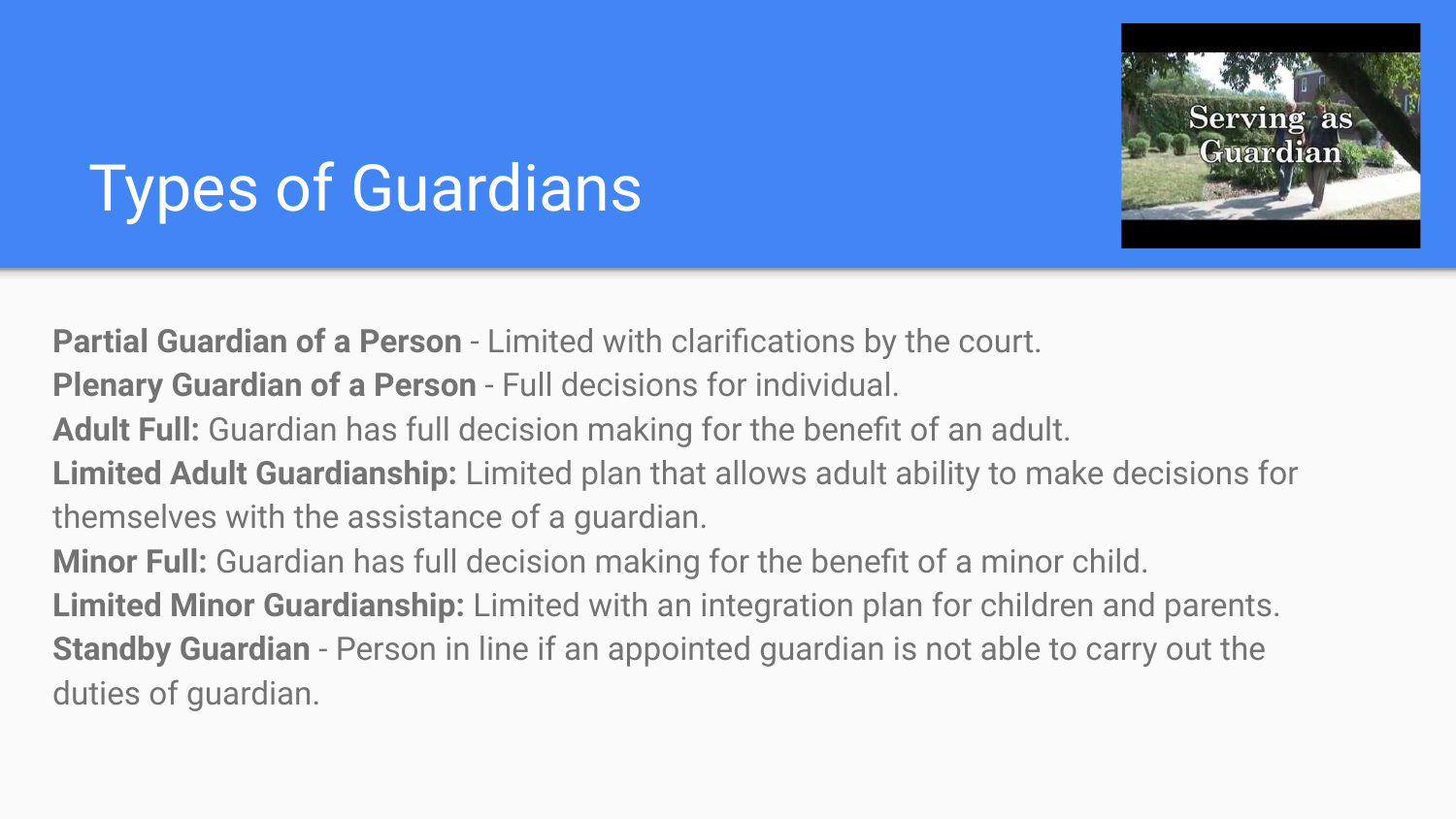# Types of Guardians

**Partial Guardian of a Person** - Limited with clarifications by the court.
**Plenary Guardian of a Person** - Full decisions for individual.
**Adult Full:** Guardian has full decision making for the benefit of an adult.
**Limited Adult Guardianship:** Limited plan that allows adult ability to make decisions for themselves with the assistance of a guardian.
**Minor Full:** Guardian has full decision making for the benefit of a minor child.
**Limited Minor Guardianship:** Limited with an integration plan for children and parents.
**Standby Guardian** - Person in line if an appointed guardian is not able to carry out the duties of guardian.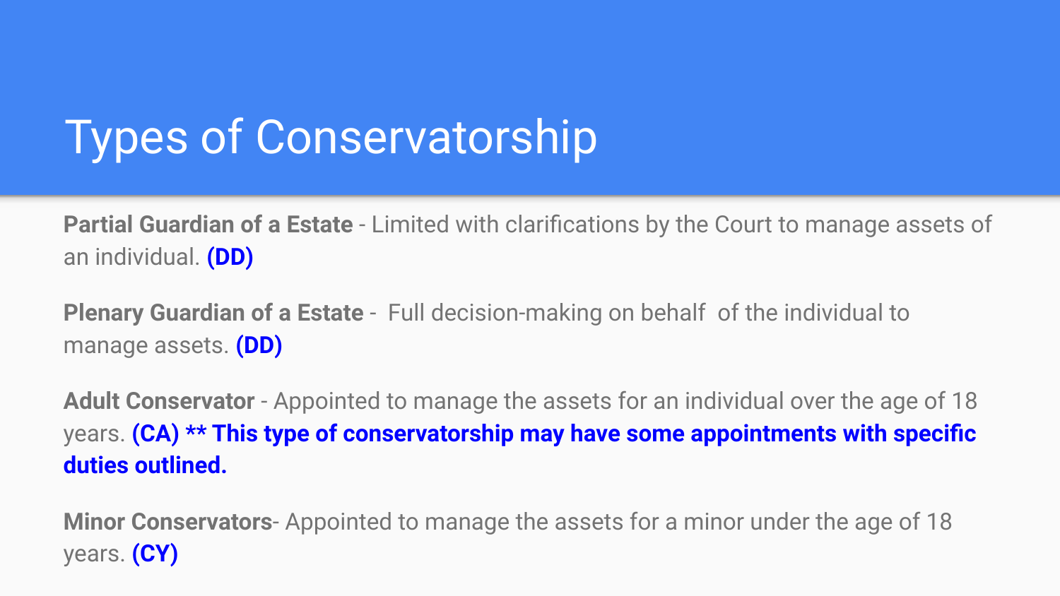# Types of Conservatorship

**Partial Guardian of a Estate** - Limited with clarifications by the Court to manage assets of an individual. **(DD)**

**Plenary Guardian of a Estate** - Full decision-making on behalf of the individual to manage assets. **(DD)**

**Adult Conservator** - Appointed to manage the assets for an individual over the age of 18 years. **(CA) ** This type of conservatorship may have some appointments with specific duties outlined.**

**Minor Conservators**- Appointed to manage the assets for a minor under the age of 18 years. **(CY)**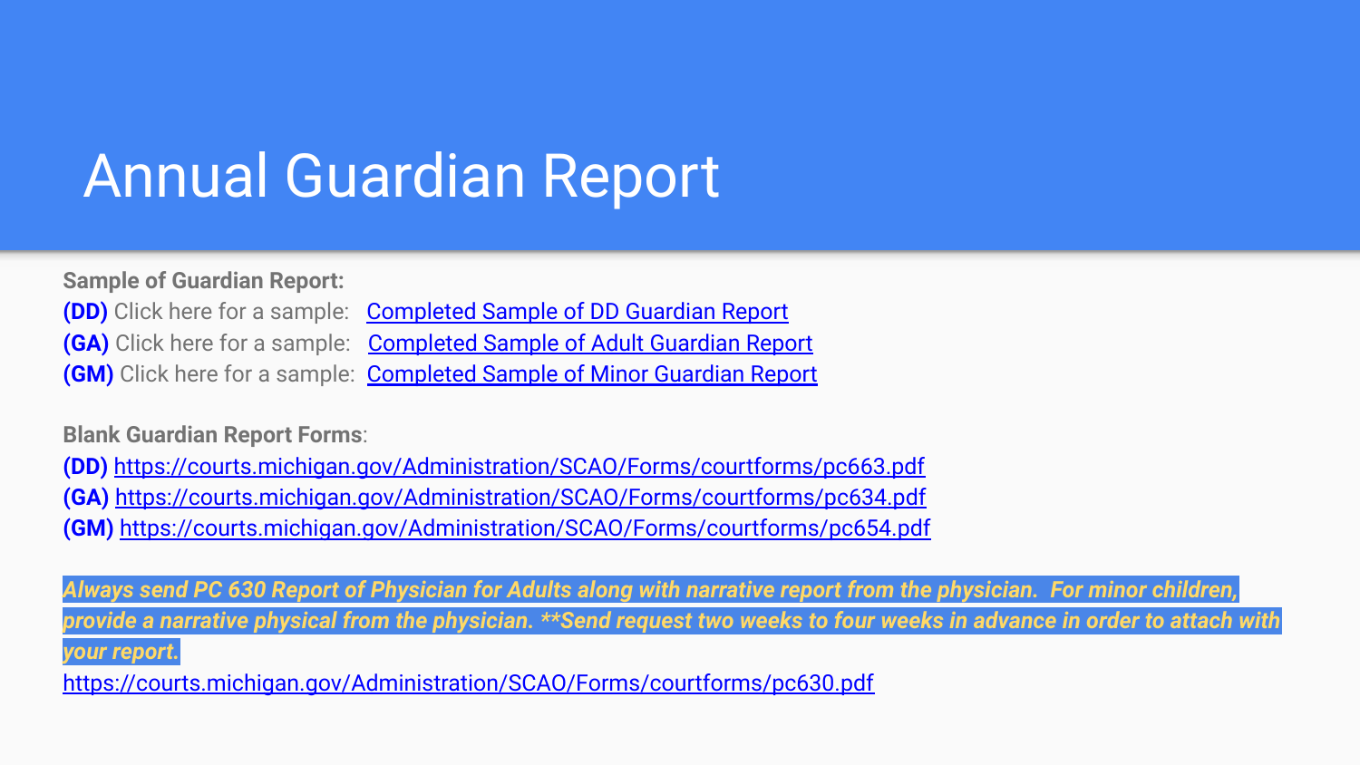# Annual Guardian Report

**Sample of Guardian Report:**

**(DD)** Click here for a sample: Completed Sample of DD Guardian Report

**(GA)** Click here for a sample: Completed Sample of Adult Guardian Report

**(GM)** Click here for a sample: Completed Sample of Minor Guardian Report

**Blank Guardian Report Forms**:

**(DD)** https://courts.michigan.gov/Administration/SCAO/Forms/courtforms/pc663.pdf

**(GA)** https://courts.michigan.gov/Administration/SCAO/Forms/courtforms/pc634.pdf

**(GM)** https://courts.michigan.gov/Administration/SCAO/Forms/courtforms/pc654.pdf

***Always send PC 630 Report of Physician for Adults along with narrative report from the physician. For minor children, provide a narrative physical from the physician. **Send request two weeks to four weeks in advance in order to attach with your report.***

https://courts.michigan.gov/Administration/SCAO/Forms/courtforms/pc630.pdf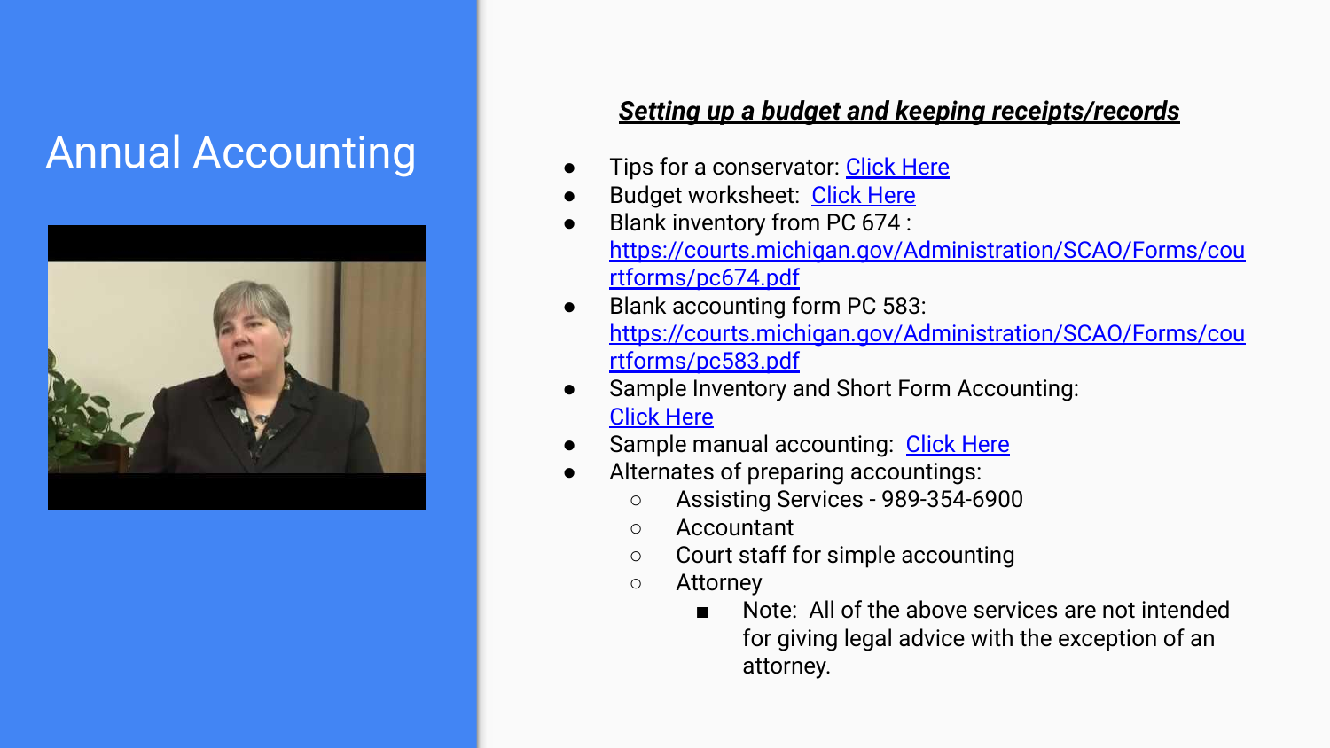# Annual Accounting

***Setting up a budget and keeping receipts/records***

- Tips for a conservator: Click Here
- Budget worksheet: Click Here
- Blank inventory from PC 674 : https://courts.michigan.gov/Administration/SCAO/Forms/courtforms/pc674.pdf
- Blank accounting form PC 583: https://courts.michigan.gov/Administration/SCAO/Forms/courtforms/pc583.pdf
- Sample Inventory and Short Form Accounting: Click Here
- Sample manual accounting: Click Here
- Alternates of preparing accountings:
  - Assisting Services - 989-354-6900
  - Accountant
  - Court staff for simple accounting
  - Attorney
    - Note: All of the above services are not intended for giving legal advice with the exception of an attorney.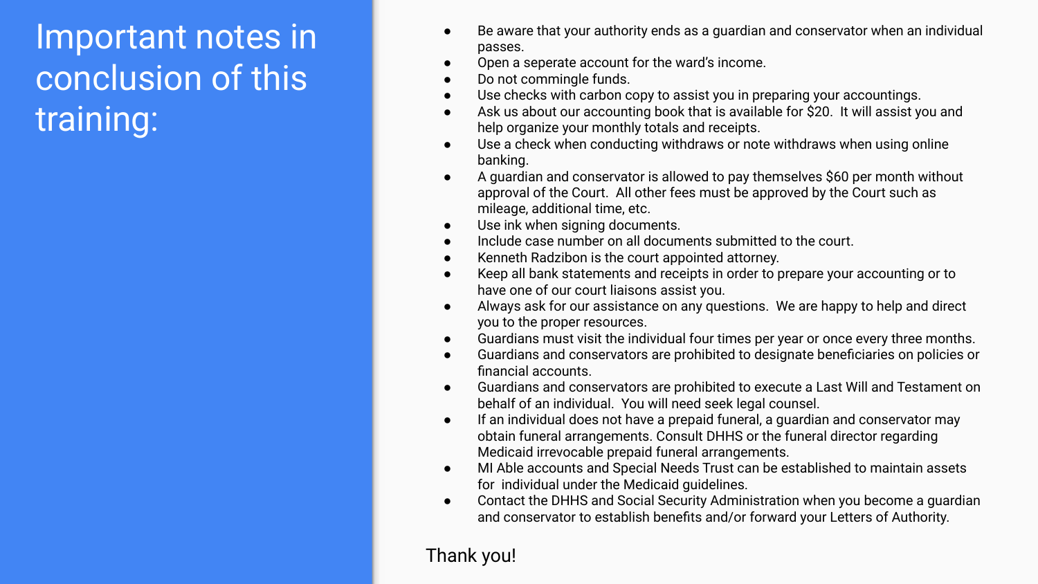# Important notes in conclusion of this training:

- Be aware that your authority ends as a guardian and conservator when an individual passes.
- Open a seperate account for the ward's income.
- Do not commingle funds.
- Use checks with carbon copy to assist you in preparing your accountings.
- Ask us about our accounting book that is available for $20. It will assist you and help organize your monthly totals and receipts.
- Use a check when conducting withdraws or note withdraws when using online banking.
- A guardian and conservator is allowed to pay themselves $60 per month without approval of the Court. All other fees must be approved by the Court such as mileage, additional time, etc.
- Use ink when signing documents.
- Include case number on all documents submitted to the court.
- Kenneth Radzibon is the court appointed attorney.
- Keep all bank statements and receipts in order to prepare your accounting or to have one of our court liaisons assist you.
- Always ask for our assistance on any questions. We are happy to help and direct you to the proper resources.
- Guardians must visit the individual four times per year or once every three months.
- Guardians and conservators are prohibited to designate beneficiaries on policies or financial accounts.
- Guardians and conservators are prohibited to execute a Last Will and Testament on behalf of an individual. You will need seek legal counsel.
- If an individual does not have a prepaid funeral, a guardian and conservator may obtain funeral arrangements. Consult DHHS or the funeral director regarding Medicaid irrevocable prepaid funeral arrangements.
- MI Able accounts and Special Needs Trust can be established to maintain assets for individual under the Medicaid guidelines.
- Contact the DHHS and Social Security Administration when you become a guardian and conservator to establish benefits and/or forward your Letters of Authority.

Thank you!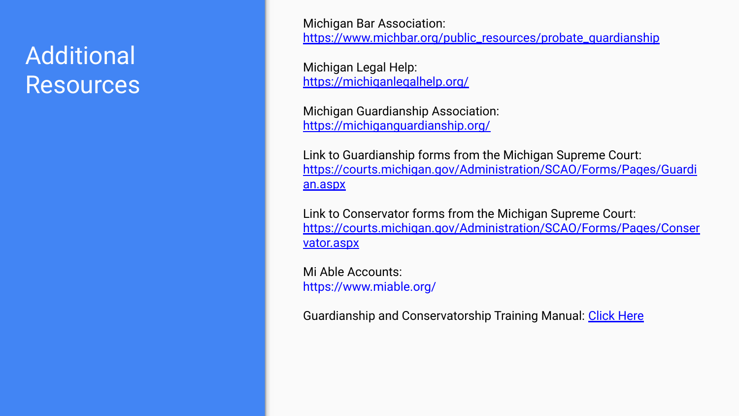# Additional Resources

Michigan Bar Association:
https://www.michbar.org/public_resources/probate_guardianship

Michigan Legal Help:
https://michiganlegalhelp.org/

Michigan Guardianship Association:
https://michiganguardianship.org/

Link to Guardianship forms from the Michigan Supreme Court:
https://courts.michigan.gov/Administration/SCAO/Forms/Pages/Guardian.aspx

Link to Conservator forms from the Michigan Supreme Court:
https://courts.michigan.gov/Administration/SCAO/Forms/Pages/Conservator.aspx

Mi Able Accounts:
https://www.miable.org/

Guardianship and Conservatorship Training Manual: Click Here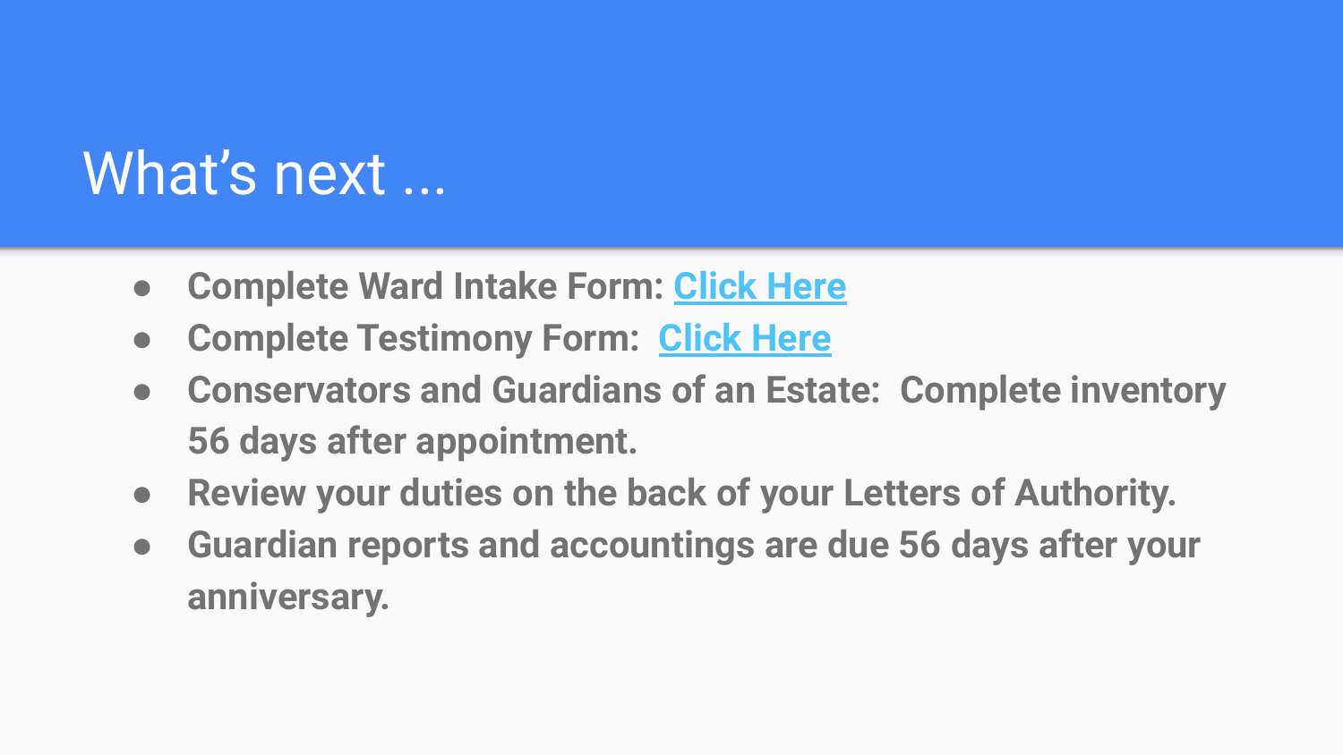# What's next ...

- **Complete Ward Intake Form: Click Here**
- **Complete Testimony Form: Click Here**
- **Conservators and Guardians of an Estate: Complete inventory 56 days after appointment.**
- **Review your duties on the back of your Letters of Authority.**
- **Guardian reports and accountings are due 56 days after your anniversary.**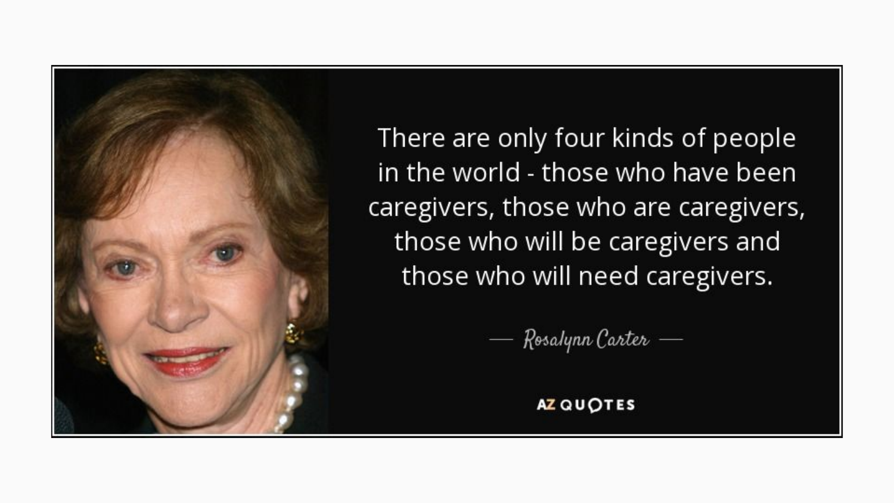There are only four kinds of people in the world - those who have been caregivers, those who are caregivers, those who will be caregivers and those who will need caregivers.

— Rosalynn Carter —

AZ QUOTES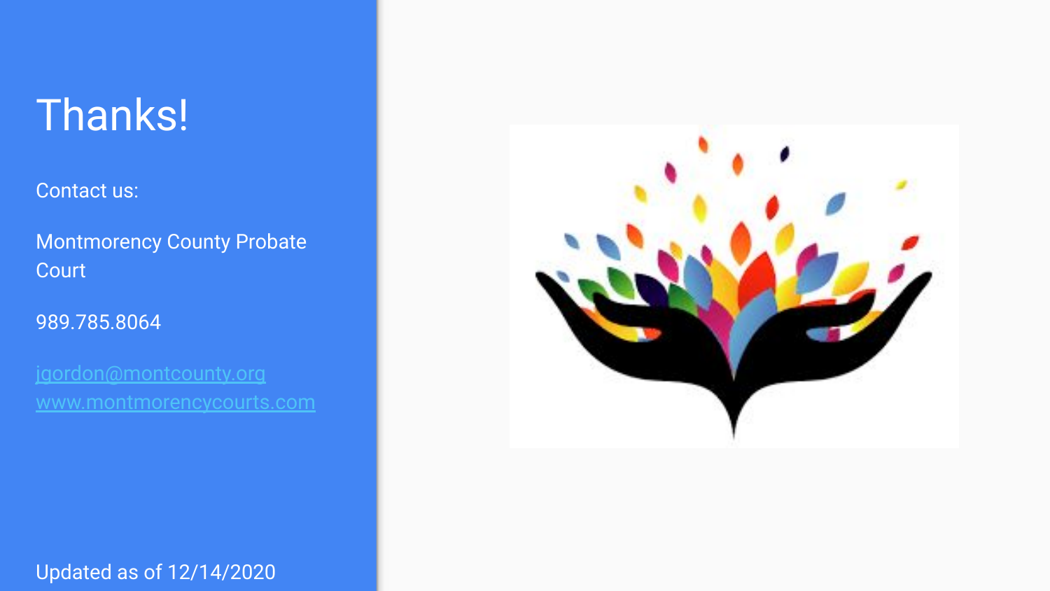# Thanks!

Contact us:

Montmorency County Probate Court

989.785.8064

jgordon@montcounty.org
www.montmorencycourts.com

Updated as of 12/14/2020